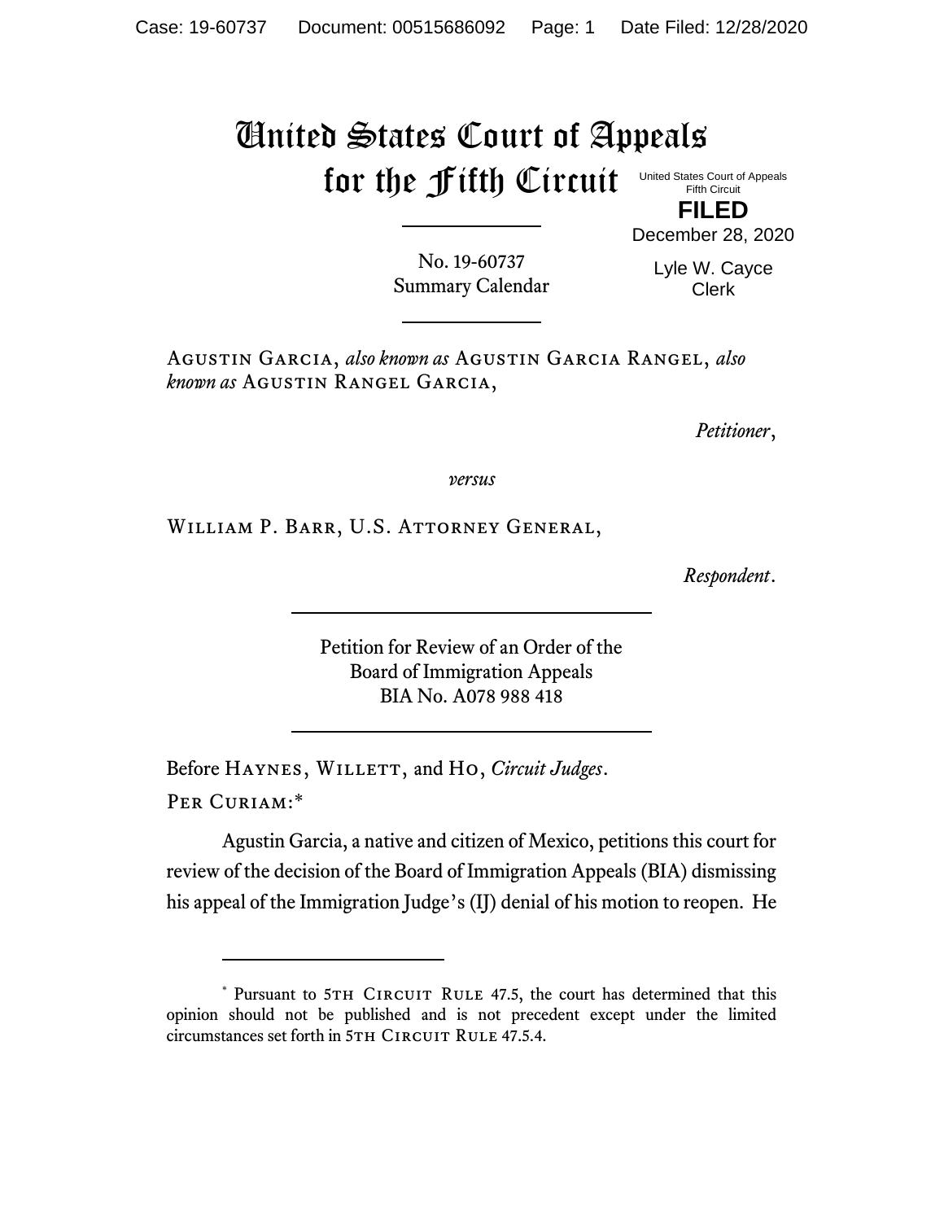# United States Court of Appeals for the Fifth Circuit

United States Court of Appeals
Fifth Circuit

**FILED**

December 28, 2020

Lyle W. Cayce
Clerk

No. 19-60737
Summary Calendar

---

Agustin Garcia, *also known as* Agustin Garcia Rangel, *also known as* Agustin Rangel Garcia,

*Petitioner*,

*versus*

William P. Barr, U.S. Attorney General,

*Respondent*.

---

Petition for Review of an Order of the
Board of Immigration Appeals
BIA No. A078 988 418

---

Before Haynes, Willett, and Ho, *Circuit Judges*.

Per Curiam:*

Agustin Garcia, a native and citizen of Mexico, petitions this court for review of the decision of the Board of Immigration Appeals (BIA) dismissing his appeal of the Immigration Judge's (IJ) denial of his motion to reopen. He

---

\* Pursuant to 5th Circuit Rule 47.5, the court has determined that this opinion should not be published and is not precedent except under the limited circumstances set forth in 5th Circuit Rule 47.5.4.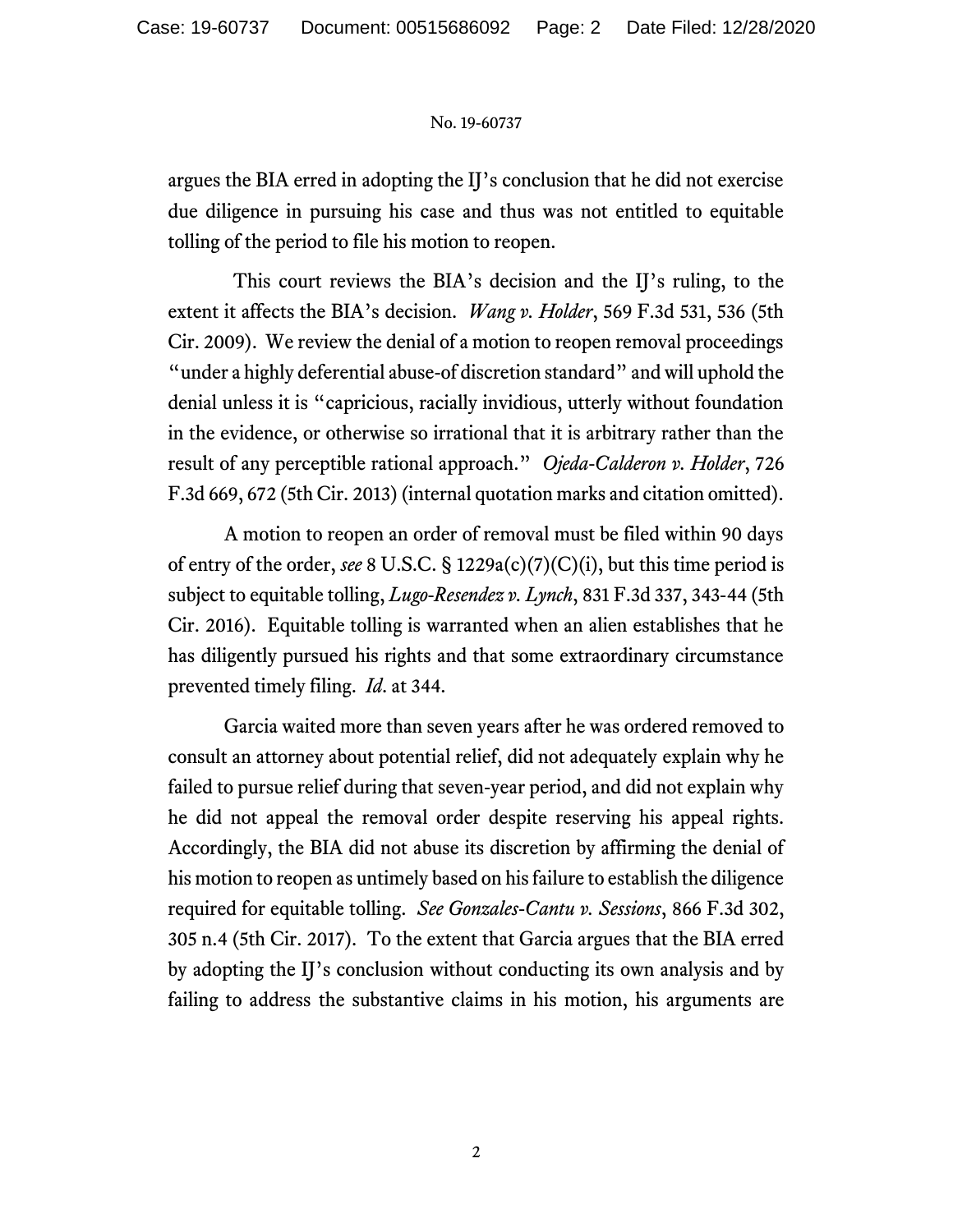argues the BIA erred in adopting the IJ's conclusion that he did not exercise due diligence in pursuing his case and thus was not entitled to equitable tolling of the period to file his motion to reopen.

This court reviews the BIA's decision and the IJ's ruling, to the extent it affects the BIA's decision. *Wang v. Holder*, 569 F.3d 531, 536 (5th Cir. 2009). We review the denial of a motion to reopen removal proceedings "under a highly deferential abuse-of discretion standard" and will uphold the denial unless it is "capricious, racially invidious, utterly without foundation in the evidence, or otherwise so irrational that it is arbitrary rather than the result of any perceptible rational approach." *Ojeda-Calderon v. Holder*, 726 F.3d 669, 672 (5th Cir. 2013) (internal quotation marks and citation omitted).

A motion to reopen an order of removal must be filed within 90 days of entry of the order, *see* 8 U.S.C. § 1229a(c)(7)(C)(i), but this time period is subject to equitable tolling, *Lugo-Resendez v. Lynch*, 831 F.3d 337, 343-44 (5th Cir. 2016). Equitable tolling is warranted when an alien establishes that he has diligently pursued his rights and that some extraordinary circumstance prevented timely filing. *Id*. at 344.

Garcia waited more than seven years after he was ordered removed to consult an attorney about potential relief, did not adequately explain why he failed to pursue relief during that seven-year period, and did not explain why he did not appeal the removal order despite reserving his appeal rights. Accordingly, the BIA did not abuse its discretion by affirming the denial of his motion to reopen as untimely based on his failure to establish the diligence required for equitable tolling. *See Gonzales-Cantu v. Sessions*, 866 F.3d 302, 305 n.4 (5th Cir. 2017). To the extent that Garcia argues that the BIA erred by adopting the IJ's conclusion without conducting its own analysis and by failing to address the substantive claims in his motion, his arguments are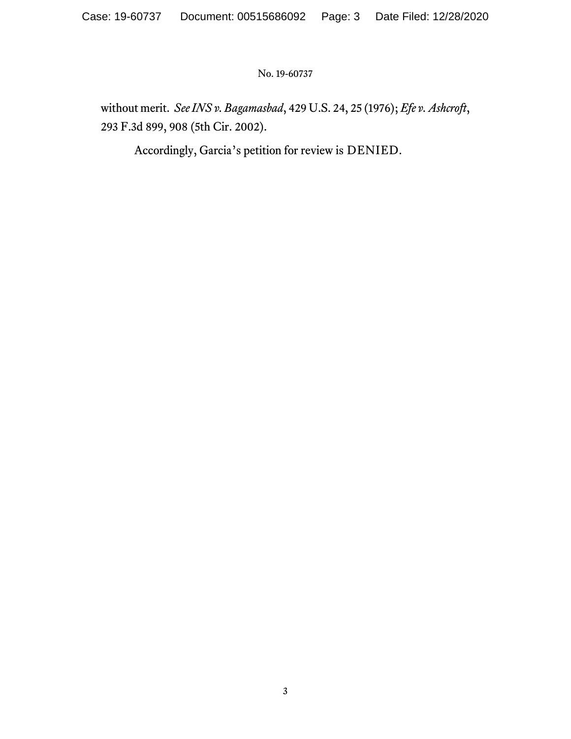without merit. *See INS v. Bagamasbad*, 429 U.S. 24, 25 (1976); *Efe v. Ashcroft*, 293 F.3d 899, 908 (5th Cir. 2002).

Accordingly, Garcia's petition for review is DENIED.